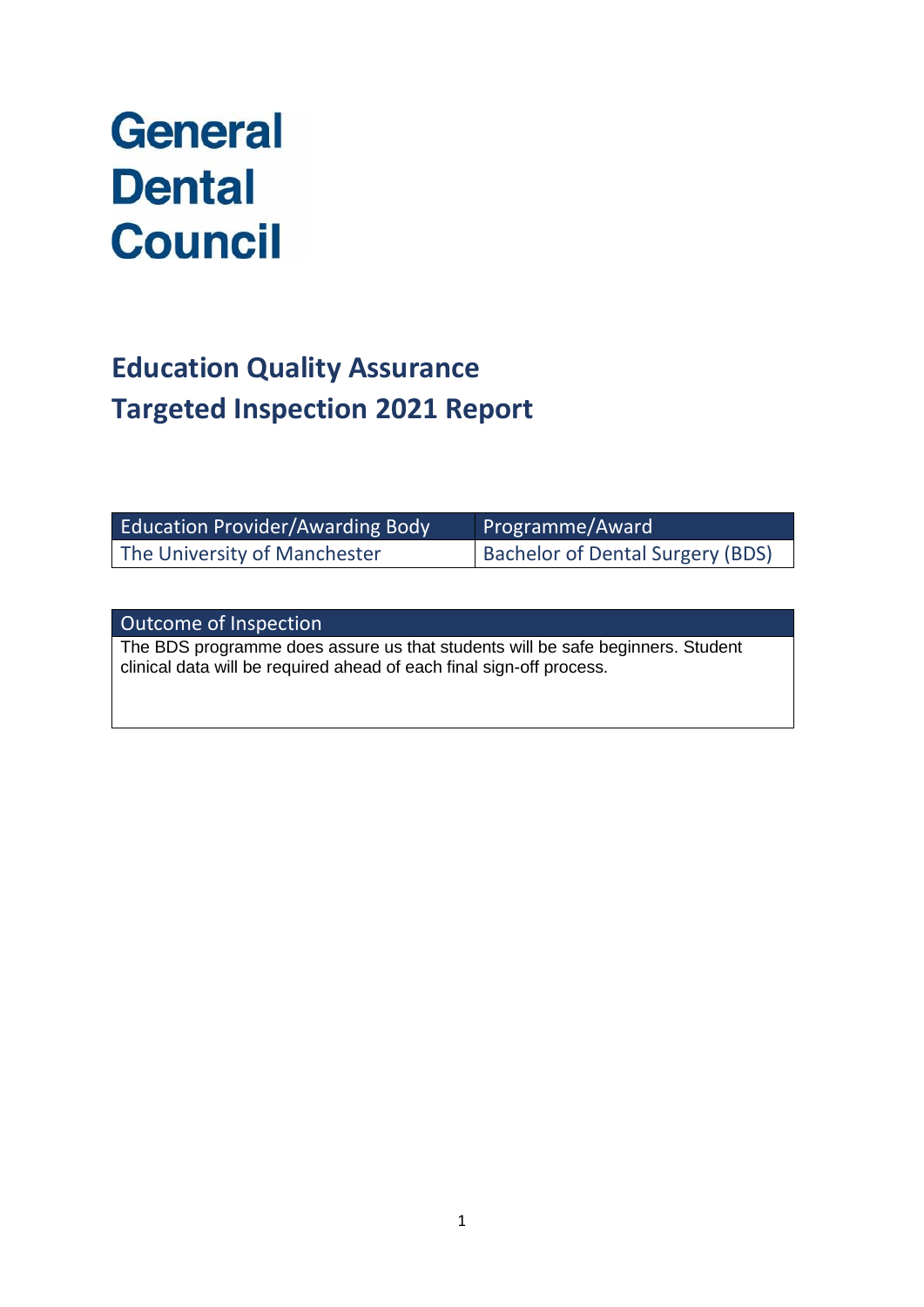# General Dental Council

## Education Quality Assurance
## Targeted Inspection 2021 Report

| Education Provider/Awarding Body | Programme/Award |
| --- | --- |
| The University of Manchester | Bachelor of Dental Surgery (BDS) |

| Outcome of Inspection |
| --- |
| The BDS programme does assure us that students will be safe beginners. Student clinical data will be required ahead of each final sign-off process. |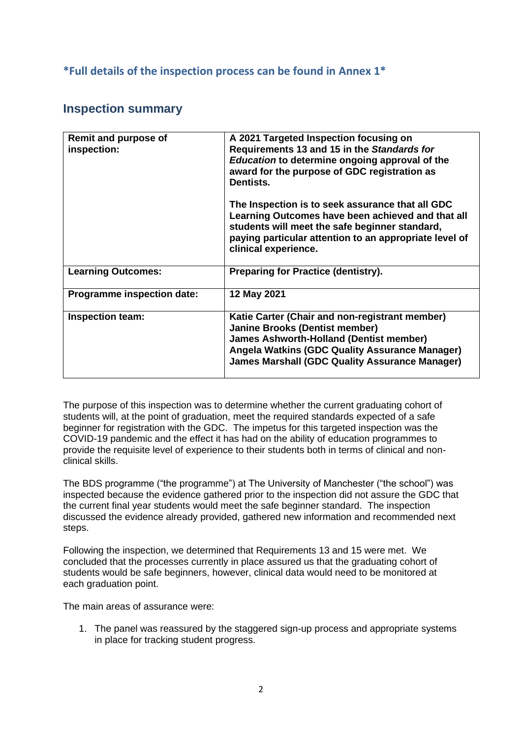**\*Full details of the inspection process can be found in Annex 1\***

## Inspection summary

| | |
|---|---|
| **Remit and purpose of inspection:** | **A 2021 Targeted Inspection focusing on Requirements 13 and 15 in the *Standards for Education* to determine ongoing approval of the award for the purpose of GDC registration as Dentists.**<br><br>**The Inspection is to seek assurance that all GDC Learning Outcomes have been achieved and that all students will meet the safe beginner standard, paying particular attention to an appropriate level of clinical experience.** |
| **Learning Outcomes:** | **Preparing for Practice (dentistry).** |
| **Programme inspection date:** | **12 May 2021** |
| **Inspection team:** | **Katie Carter (Chair and non-registrant member)**<br>**Janine Brooks (Dentist member)**<br>**James Ashworth-Holland (Dentist member)**<br>**Angela Watkins (GDC Quality Assurance Manager)**<br>**James Marshall (GDC Quality Assurance Manager)** |

The purpose of this inspection was to determine whether the current graduating cohort of students will, at the point of graduation, meet the required standards expected of a safe beginner for registration with the GDC. The impetus for this targeted inspection was the COVID-19 pandemic and the effect it has had on the ability of education programmes to provide the requisite level of experience to their students both in terms of clinical and non-clinical skills.

The BDS programme ("the programme") at The University of Manchester ("the school") was inspected because the evidence gathered prior to the inspection did not assure the GDC that the current final year students would meet the safe beginner standard. The inspection discussed the evidence already provided, gathered new information and recommended next steps.

Following the inspection, we determined that Requirements 13 and 15 were met. We concluded that the processes currently in place assured us that the graduating cohort of students would be safe beginners, however, clinical data would need to be monitored at each graduation point.

The main areas of assurance were:

1. The panel was reassured by the staggered sign-up process and appropriate systems in place for tracking student progress.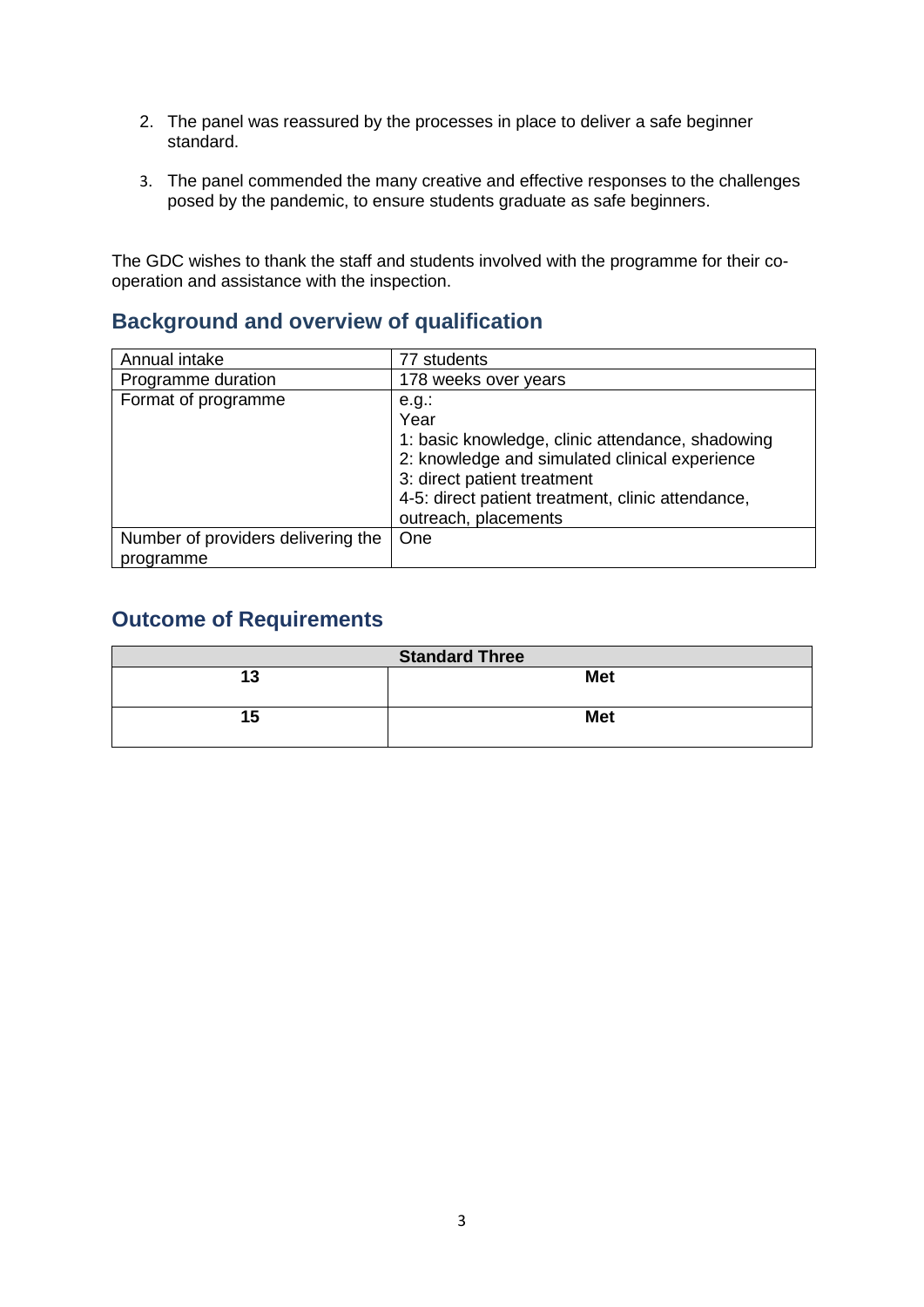2. The panel was reassured by the processes in place to deliver a safe beginner standard.

3. The panel commended the many creative and effective responses to the challenges posed by the pandemic, to ensure students graduate as safe beginners.

The GDC wishes to thank the staff and students involved with the programme for their co-operation and assistance with the inspection.

## Background and overview of qualification

| Annual intake | 77 students |
|---|---|
| Programme duration | 178 weeks over years |
| Format of programme | e.g.:<br>Year<br>1: basic knowledge, clinic attendance, shadowing<br>2: knowledge and simulated clinical experience<br>3: direct patient treatment<br>4-5: direct patient treatment, clinic attendance, outreach, placements |
| Number of providers delivering the programme | One |

## Outcome of Requirements

| Standard Three | |
|---|---|
| **13** | **Met** |
| **15** | **Met** |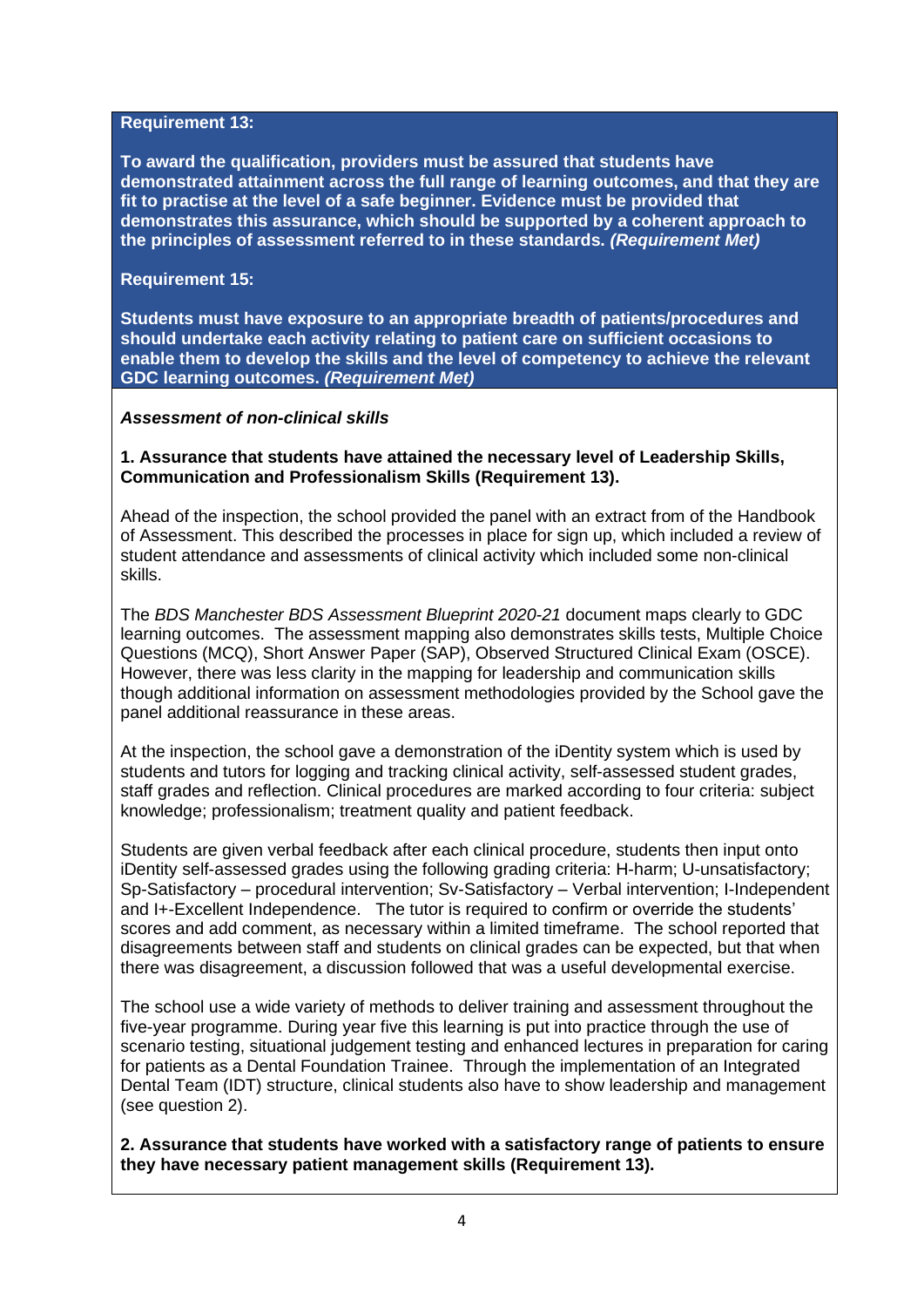**Requirement 13:**

**To award the qualification, providers must be assured that students have demonstrated attainment across the full range of learning outcomes, and that they are fit to practise at the level of a safe beginner. Evidence must be provided that demonstrates this assurance, which should be supported by a coherent approach to the principles of assessment referred to in these standards. *(Requirement Met)***

**Requirement 15:**

**Students must have exposure to an appropriate breadth of patients/procedures and should undertake each activity relating to patient care on sufficient occasions to enable them to develop the skills and the level of competency to achieve the relevant GDC learning outcomes. *(Requirement Met)***

***Assessment of non-clinical skills***

**1. Assurance that students have attained the necessary level of Leadership Skills, Communication and Professionalism Skills (Requirement 13).**

Ahead of the inspection, the school provided the panel with an extract from of the Handbook of Assessment. This described the processes in place for sign up, which included a review of student attendance and assessments of clinical activity which included some non-clinical skills.

The *BDS Manchester BDS Assessment Blueprint 2020-21* document maps clearly to GDC learning outcomes. The assessment mapping also demonstrates skills tests, Multiple Choice Questions (MCQ), Short Answer Paper (SAP), Observed Structured Clinical Exam (OSCE). However, there was less clarity in the mapping for leadership and communication skills though additional information on assessment methodologies provided by the School gave the panel additional reassurance in these areas.

At the inspection, the school gave a demonstration of the iDentity system which is used by students and tutors for logging and tracking clinical activity, self-assessed student grades, staff grades and reflection. Clinical procedures are marked according to four criteria: subject knowledge; professionalism; treatment quality and patient feedback.

Students are given verbal feedback after each clinical procedure, students then input onto iDentity self-assessed grades using the following grading criteria: H-harm; U-unsatisfactory; Sp-Satisfactory – procedural intervention; Sv-Satisfactory – Verbal intervention; I-Independent and I+-Excellent Independence. The tutor is required to confirm or override the students' scores and add comment, as necessary within a limited timeframe. The school reported that disagreements between staff and students on clinical grades can be expected, but that when there was disagreement, a discussion followed that was a useful developmental exercise.

The school use a wide variety of methods to deliver training and assessment throughout the five-year programme. During year five this learning is put into practice through the use of scenario testing, situational judgement testing and enhanced lectures in preparation for caring for patients as a Dental Foundation Trainee. Through the implementation of an Integrated Dental Team (IDT) structure, clinical students also have to show leadership and management (see question 2).

**2. Assurance that students have worked with a satisfactory range of patients to ensure they have necessary patient management skills (Requirement 13).**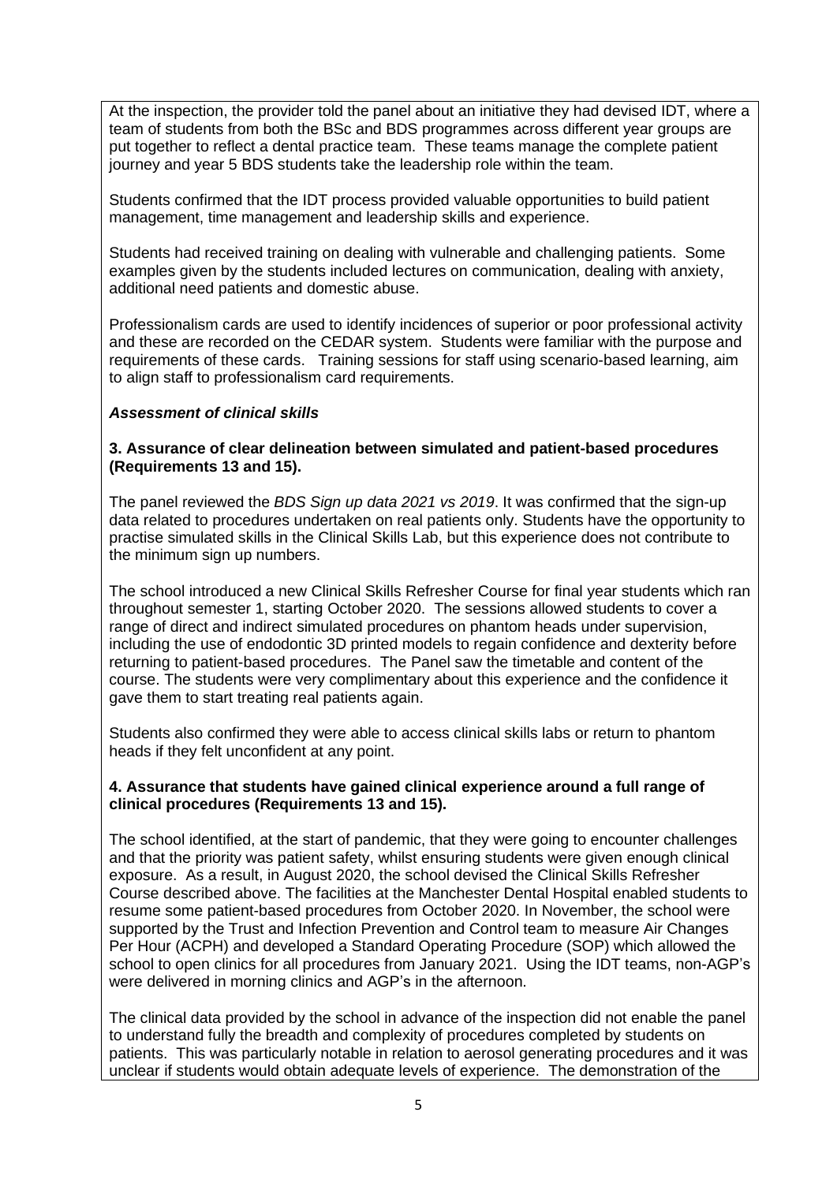At the inspection, the provider told the panel about an initiative they had devised IDT, where a team of students from both the BSc and BDS programmes across different year groups are put together to reflect a dental practice team. These teams manage the complete patient journey and year 5 BDS students take the leadership role within the team.

Students confirmed that the IDT process provided valuable opportunities to build patient management, time management and leadership skills and experience.

Students had received training on dealing with vulnerable and challenging patients. Some examples given by the students included lectures on communication, dealing with anxiety, additional need patients and domestic abuse.

Professionalism cards are used to identify incidences of superior or poor professional activity and these are recorded on the CEDAR system. Students were familiar with the purpose and requirements of these cards. Training sessions for staff using scenario-based learning, aim to align staff to professionalism card requirements.

***Assessment of clinical skills***

**3. Assurance of clear delineation between simulated and patient-based procedures (Requirements 13 and 15).**

The panel reviewed the *BDS Sign up data 2021 vs 2019*. It was confirmed that the sign-up data related to procedures undertaken on real patients only. Students have the opportunity to practise simulated skills in the Clinical Skills Lab, but this experience does not contribute to the minimum sign up numbers.

The school introduced a new Clinical Skills Refresher Course for final year students which ran throughout semester 1, starting October 2020. The sessions allowed students to cover a range of direct and indirect simulated procedures on phantom heads under supervision, including the use of endodontic 3D printed models to regain confidence and dexterity before returning to patient-based procedures. The Panel saw the timetable and content of the course. The students were very complimentary about this experience and the confidence it gave them to start treating real patients again.

Students also confirmed they were able to access clinical skills labs or return to phantom heads if they felt unconfident at any point.

**4. Assurance that students have gained clinical experience around a full range of clinical procedures (Requirements 13 and 15).**

The school identified, at the start of pandemic, that they were going to encounter challenges and that the priority was patient safety, whilst ensuring students were given enough clinical exposure. As a result, in August 2020, the school devised the Clinical Skills Refresher Course described above. The facilities at the Manchester Dental Hospital enabled students to resume some patient-based procedures from October 2020. In November, the school were supported by the Trust and Infection Prevention and Control team to measure Air Changes Per Hour (ACPH) and developed a Standard Operating Procedure (SOP) which allowed the school to open clinics for all procedures from January 2021. Using the IDT teams, non-AGP's were delivered in morning clinics and AGP's in the afternoon.

The clinical data provided by the school in advance of the inspection did not enable the panel to understand fully the breadth and complexity of procedures completed by students on patients. This was particularly notable in relation to aerosol generating procedures and it was unclear if students would obtain adequate levels of experience. The demonstration of the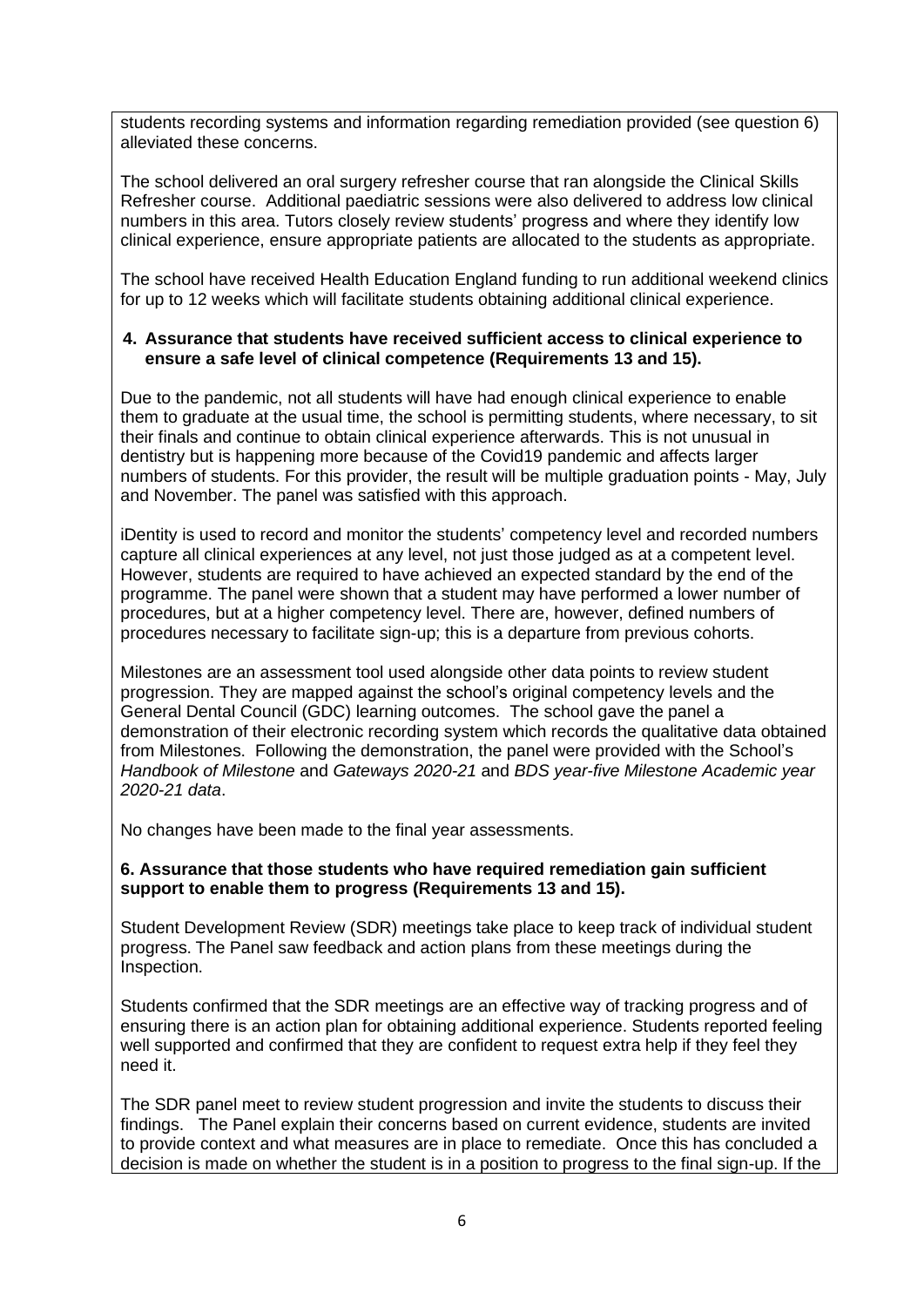students recording systems and information regarding remediation provided (see question 6) alleviated these concerns.

The school delivered an oral surgery refresher course that ran alongside the Clinical Skills Refresher course. Additional paediatric sessions were also delivered to address low clinical numbers in this area. Tutors closely review students' progress and where they identify low clinical experience, ensure appropriate patients are allocated to the students as appropriate.

The school have received Health Education England funding to run additional weekend clinics for up to 12 weeks which will facilitate students obtaining additional clinical experience.

**4. Assurance that students have received sufficient access to clinical experience to ensure a safe level of clinical competence (Requirements 13 and 15).**

Due to the pandemic, not all students will have had enough clinical experience to enable them to graduate at the usual time, the school is permitting students, where necessary, to sit their finals and continue to obtain clinical experience afterwards. This is not unusual in dentistry but is happening more because of the Covid19 pandemic and affects larger numbers of students. For this provider, the result will be multiple graduation points - May, July and November. The panel was satisfied with this approach.

iDentity is used to record and monitor the students' competency level and recorded numbers capture all clinical experiences at any level, not just those judged as at a competent level. However, students are required to have achieved an expected standard by the end of the programme. The panel were shown that a student may have performed a lower number of procedures, but at a higher competency level. There are, however, defined numbers of procedures necessary to facilitate sign-up; this is a departure from previous cohorts.

Milestones are an assessment tool used alongside other data points to review student progression. They are mapped against the school's original competency levels and the General Dental Council (GDC) learning outcomes. The school gave the panel a demonstration of their electronic recording system which records the qualitative data obtained from Milestones. Following the demonstration, the panel were provided with the School's *Handbook of Milestone* and *Gateways 2020-21* and *BDS year-five Milestone Academic year 2020-21 data*.

No changes have been made to the final year assessments.

**6. Assurance that those students who have required remediation gain sufficient support to enable them to progress (Requirements 13 and 15).**

Student Development Review (SDR) meetings take place to keep track of individual student progress. The Panel saw feedback and action plans from these meetings during the Inspection.

Students confirmed that the SDR meetings are an effective way of tracking progress and of ensuring there is an action plan for obtaining additional experience. Students reported feeling well supported and confirmed that they are confident to request extra help if they feel they need it.

The SDR panel meet to review student progression and invite the students to discuss their findings. The Panel explain their concerns based on current evidence, students are invited to provide context and what measures are in place to remediate. Once this has concluded a decision is made on whether the student is in a position to progress to the final sign-up. If the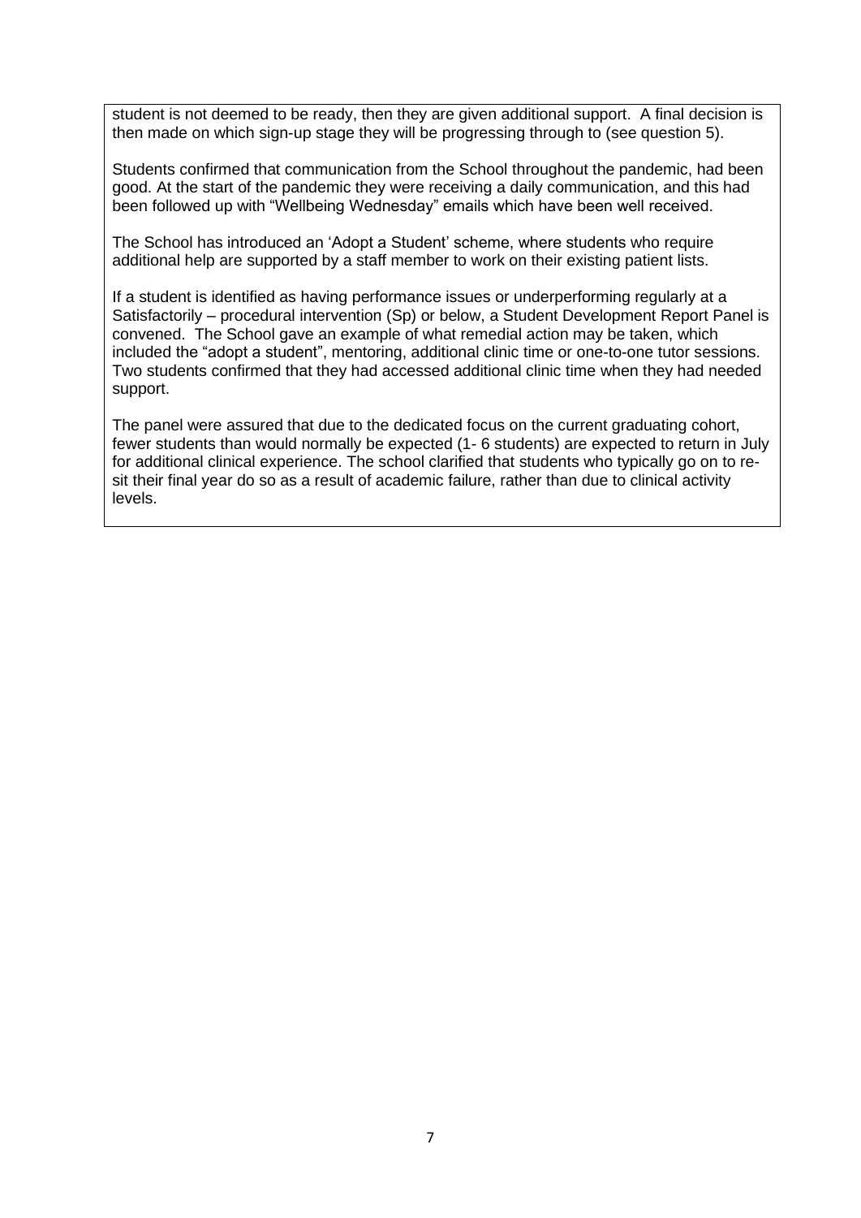student is not deemed to be ready, then they are given additional support. A final decision is then made on which sign-up stage they will be progressing through to (see question 5).

Students confirmed that communication from the School throughout the pandemic, had been good. At the start of the pandemic they were receiving a daily communication, and this had been followed up with "Wellbeing Wednesday" emails which have been well received.

The School has introduced an 'Adopt a Student' scheme, where students who require additional help are supported by a staff member to work on their existing patient lists.

If a student is identified as having performance issues or underperforming regularly at a Satisfactorily – procedural intervention (Sp) or below, a Student Development Report Panel is convened. The School gave an example of what remedial action may be taken, which included the "adopt a student", mentoring, additional clinic time or one-to-one tutor sessions. Two students confirmed that they had accessed additional clinic time when they had needed support.

The panel were assured that due to the dedicated focus on the current graduating cohort, fewer students than would normally be expected (1- 6 students) are expected to return in July for additional clinical experience. The school clarified that students who typically go on to re-sit their final year do so as a result of academic failure, rather than due to clinical activity levels.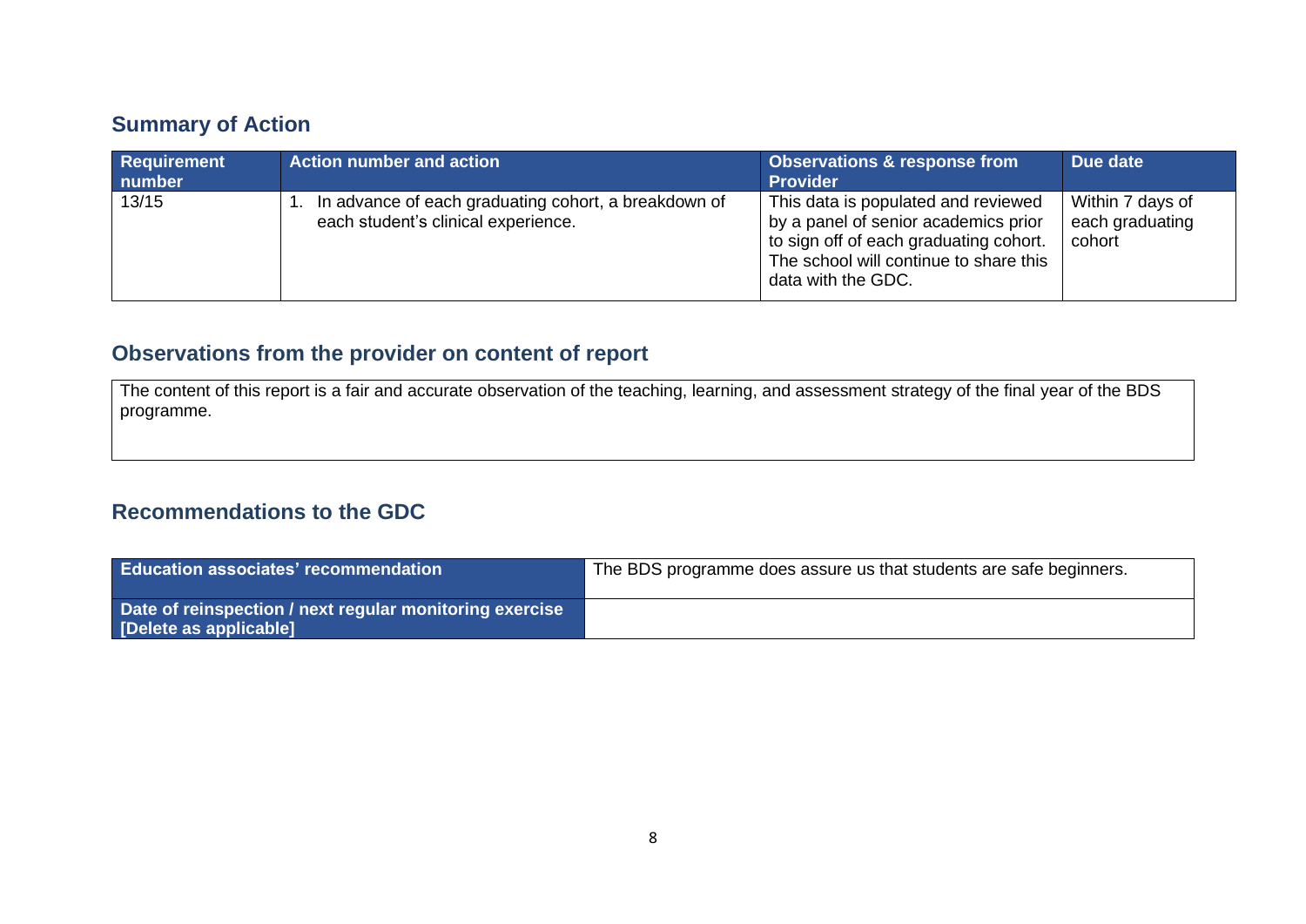## Summary of Action

| Requirement number | Action number and action | Observations & response from Provider | Due date |
|---|---|---|---|
| 13/15 | 1. In advance of each graduating cohort, a breakdown of each student's clinical experience. | This data is populated and reviewed by a panel of senior academics prior to sign off of each graduating cohort. The school will continue to share this data with the GDC. | Within 7 days of each graduating cohort |

## Observations from the provider on content of report

The content of this report is a fair and accurate observation of the teaching, learning, and assessment strategy of the final year of the BDS programme.

## Recommendations to the GDC

| **Education associates' recommendation** | The BDS programme does assure us that students are safe beginners. |
|---|---|
| **Date of reinspection / next regular monitoring exercise [Delete as applicable]** | |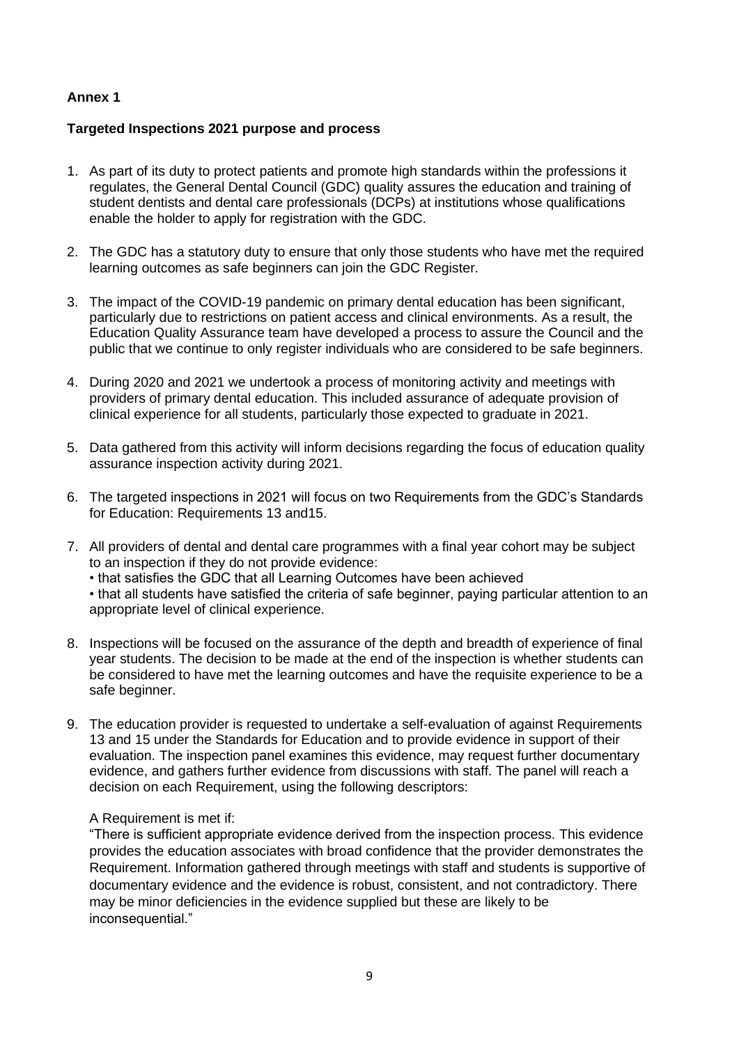**Annex 1**

**Targeted Inspections 2021 purpose and process**

1. As part of its duty to protect patients and promote high standards within the professions it regulates, the General Dental Council (GDC) quality assures the education and training of student dentists and dental care professionals (DCPs) at institutions whose qualifications enable the holder to apply for registration with the GDC.

2. The GDC has a statutory duty to ensure that only those students who have met the required learning outcomes as safe beginners can join the GDC Register.

3. The impact of the COVID-19 pandemic on primary dental education has been significant, particularly due to restrictions on patient access and clinical environments. As a result, the Education Quality Assurance team have developed a process to assure the Council and the public that we continue to only register individuals who are considered to be safe beginners.

4. During 2020 and 2021 we undertook a process of monitoring activity and meetings with providers of primary dental education. This included assurance of adequate provision of clinical experience for all students, particularly those expected to graduate in 2021.

5. Data gathered from this activity will inform decisions regarding the focus of education quality assurance inspection activity during 2021.

6. The targeted inspections in 2021 will focus on two Requirements from the GDC's Standards for Education: Requirements 13 and15.

7. All providers of dental and dental care programmes with a final year cohort may be subject to an inspection if they do not provide evidence:
   • that satisfies the GDC that all Learning Outcomes have been achieved
   • that all students have satisfied the criteria of safe beginner, paying particular attention to an appropriate level of clinical experience.

8. Inspections will be focused on the assurance of the depth and breadth of experience of final year students. The decision to be made at the end of the inspection is whether students can be considered to have met the learning outcomes and have the requisite experience to be a safe beginner.

9. The education provider is requested to undertake a self-evaluation of against Requirements 13 and 15 under the Standards for Education and to provide evidence in support of their evaluation. The inspection panel examines this evidence, may request further documentary evidence, and gathers further evidence from discussions with staff. The panel will reach a decision on each Requirement, using the following descriptors:

   A Requirement is met if:
   "There is sufficient appropriate evidence derived from the inspection process. This evidence provides the education associates with broad confidence that the provider demonstrates the Requirement. Information gathered through meetings with staff and students is supportive of documentary evidence and the evidence is robust, consistent, and not contradictory. There may be minor deficiencies in the evidence supplied but these are likely to be inconsequential."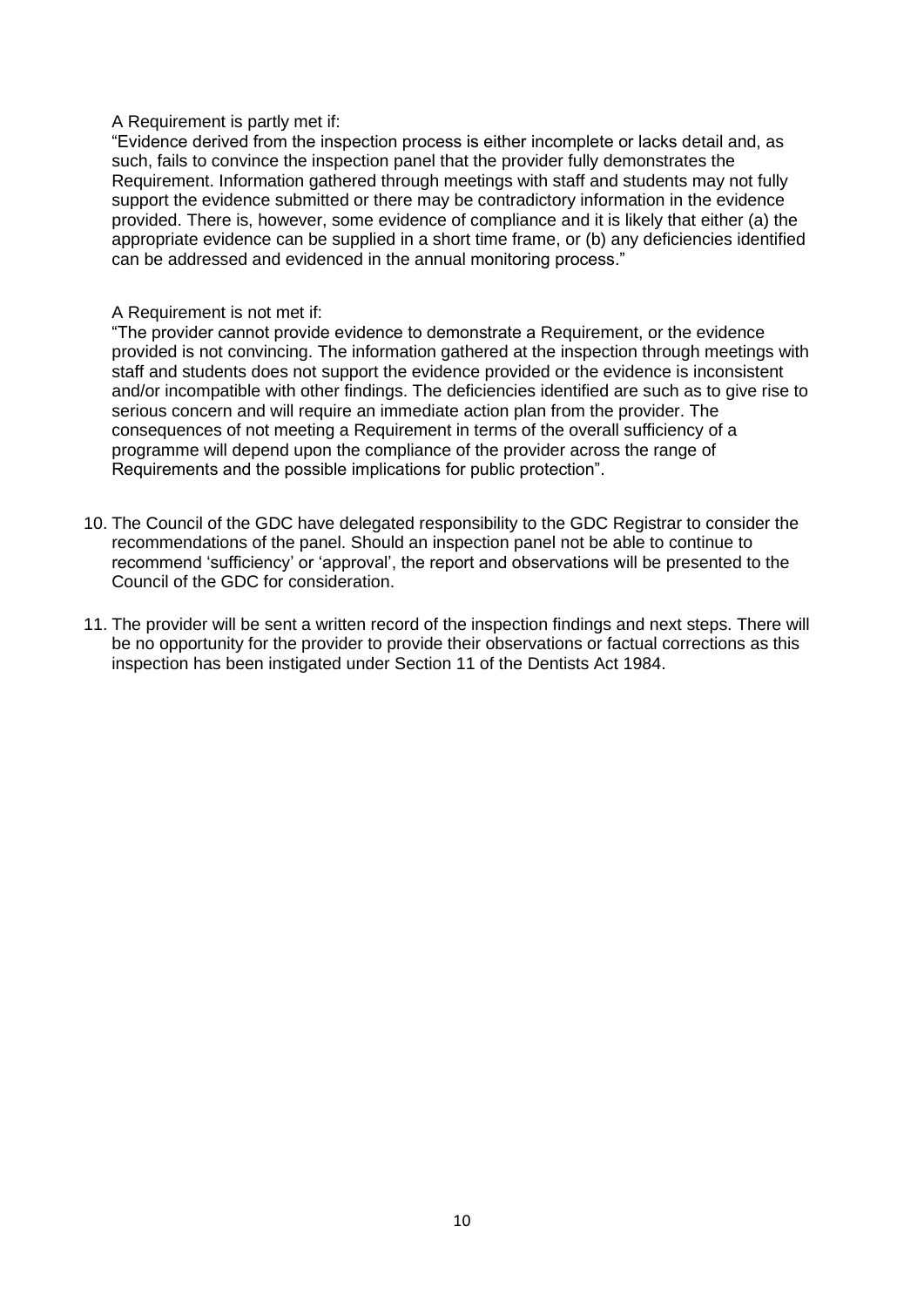A Requirement is partly met if:

"Evidence derived from the inspection process is either incomplete or lacks detail and, as such, fails to convince the inspection panel that the provider fully demonstrates the Requirement. Information gathered through meetings with staff and students may not fully support the evidence submitted or there may be contradictory information in the evidence provided. There is, however, some evidence of compliance and it is likely that either (a) the appropriate evidence can be supplied in a short time frame, or (b) any deficiencies identified can be addressed and evidenced in the annual monitoring process."

A Requirement is not met if:

"The provider cannot provide evidence to demonstrate a Requirement, or the evidence provided is not convincing. The information gathered at the inspection through meetings with staff and students does not support the evidence provided or the evidence is inconsistent and/or incompatible with other findings. The deficiencies identified are such as to give rise to serious concern and will require an immediate action plan from the provider. The consequences of not meeting a Requirement in terms of the overall sufficiency of a programme will depend upon the compliance of the provider across the range of Requirements and the possible implications for public protection".

10. The Council of the GDC have delegated responsibility to the GDC Registrar to consider the recommendations of the panel. Should an inspection panel not be able to continue to recommend 'sufficiency' or 'approval', the report and observations will be presented to the Council of the GDC for consideration.

11. The provider will be sent a written record of the inspection findings and next steps. There will be no opportunity for the provider to provide their observations or factual corrections as this inspection has been instigated under Section 11 of the Dentists Act 1984.